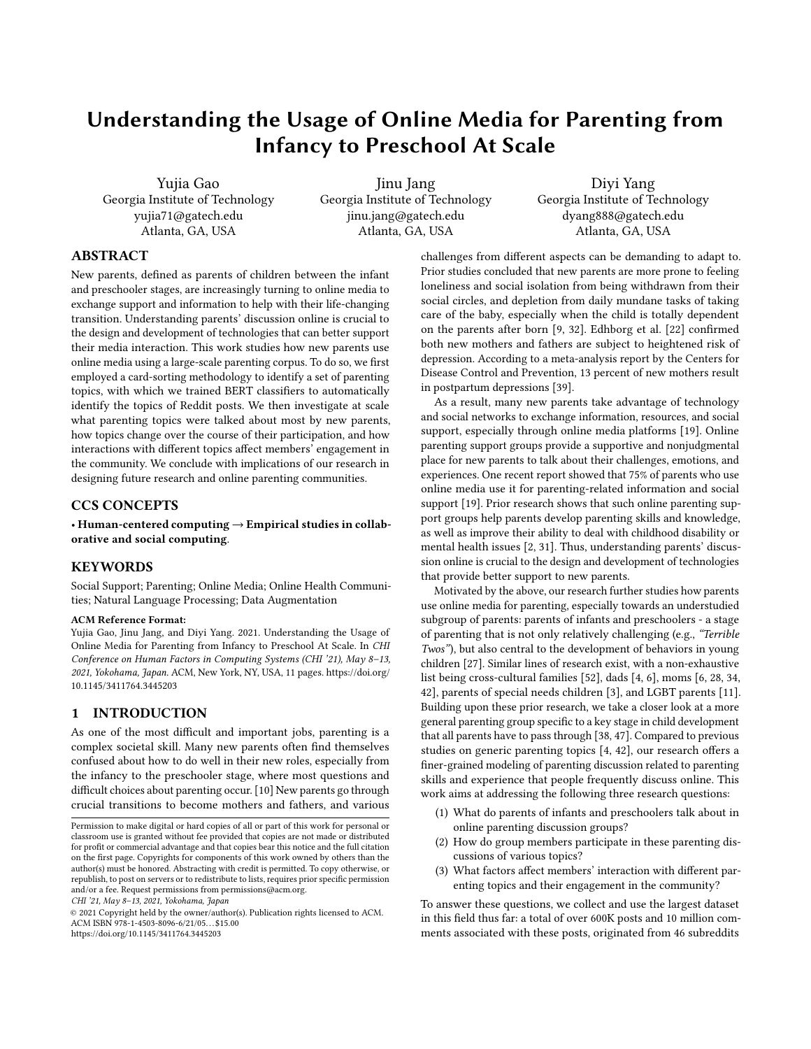# Understanding the Usage of Online Media for Parenting from Infancy to Preschool At Scale

Yujia Gao
Georgia Institute of Technology
yujia71@gatech.edu
Atlanta, GA, USA

Jinu Jang
Georgia Institute of Technology
jinu.jang@gatech.edu
Atlanta, GA, USA

Diyi Yang
Georgia Institute of Technology
dyang888@gatech.edu
Atlanta, GA, USA

## ABSTRACT

New parents, defined as parents of children between the infant and preschooler stages, are increasingly turning to online media to exchange support and information to help with their life-changing transition. Understanding parents' discussion online is crucial to the design and development of technologies that can better support their media interaction. This work studies how new parents use online media using a large-scale parenting corpus. To do so, we first employed a card-sorting methodology to identify a set of parenting topics, with which we trained BERT classifiers to automatically identify the topics of Reddit posts. We then investigate at scale what parenting topics were talked about most by new parents, how topics change over the course of their participation, and how interactions with different topics affect members' engagement in the community. We conclude with implications of our research in designing future research and online parenting communities.

## CCS CONCEPTS

• **Human-centered computing → Empirical studies in collaborative and social computing**.

## KEYWORDS

Social Support; Parenting; Online Media; Online Health Communities; Natural Language Processing; Data Augmentation

**ACM Reference Format:**
Yujia Gao, Jinu Jang, and Diyi Yang. 2021. Understanding the Usage of Online Media for Parenting from Infancy to Preschool At Scale. In *CHI Conference on Human Factors in Computing Systems (CHI '21), May 8–13, 2021, Yokohama, Japan.* ACM, New York, NY, USA, 11 pages. https://doi.org/10.1145/3411764.3445203

## 1 INTRODUCTION

As one of the most difficult and important jobs, parenting is a complex societal skill. Many new parents often find themselves confused about how to do well in their new roles, especially from the infancy to the preschooler stage, where most questions and difficult choices about parenting occur. [10] New parents go through crucial transitions to become mothers and fathers, and various challenges from different aspects can be demanding to adapt to. Prior studies concluded that new parents are more prone to feeling loneliness and social isolation from being withdrawn from their social circles, and depletion from daily mundane tasks of taking care of the baby, especially when the child is totally dependent on the parents after born [9, 32]. Edhborg et al. [22] confirmed both new mothers and fathers are subject to heightened risk of depression. According to a meta-analysis report by the Centers for Disease Control and Prevention, 13 percent of new mothers result in postpartum depressions [39].

As a result, many new parents take advantage of technology and social networks to exchange information, resources, and social support, especially through online media platforms [19]. Online parenting support groups provide a supportive and nonjudgmental place for new parents to talk about their challenges, emotions, and experiences. One recent report showed that 75% of parents who use online media use it for parenting-related information and social support [19]. Prior research shows that such online parenting support groups help parents develop parenting skills and knowledge, as well as improve their ability to deal with childhood disability or mental health issues [2, 31]. Thus, understanding parents' discussion online is crucial to the design and development of technologies that provide better support to our new parents.

Motivated by the above, our research further studies how parents use online media for parenting, especially towards an understudied subgroup of parents: parents of infants and preschoolers - a stage of parenting that is not only relatively challenging (e.g., *"Terrible Twos"*), but also central to the development of behaviors in young children [27]. Similar lines of research exist, with a non-exhaustive list being cross-cultural families [52], dads [4, 6], moms [6, 28, 34, 42], parents of special needs children [3], and LGBT parents [11]. Building upon these prior research, we take a closer look at a more general parenting group specific to a key stage in child development that all parents have to pass through [38, 47]. Compared to previous studies on generic parenting topics [4, 42], our research offers a finer-grained modeling of parenting discussion related to parenting skills and experience that people frequently discuss online. This work aims at addressing the following three research questions:

1. What do parents of infants and preschoolers talk about in online parenting discussion groups?
2. How do group members participate in these parenting discussions of various topics?
3. What factors affect members' interaction with different parenting topics and their engagement in the community?

To answer these questions, we collect and use the largest dataset in this field thus far: a total of over 600K posts and 10 million comments associated with these posts, originated from 46 subreddits

Permission to make digital or hard copies of all or part of this work for personal or classroom use is granted without fee provided that copies are not made or distributed for profit or commercial advantage and that copies bear this notice and the full citation on the first page. Copyrights for components of this work owned by others than the author(s) must be honored. Abstracting with credit is permitted. To copy otherwise, or republish, to post on servers or to redistribute to lists, requires prior specific permission and/or a fee. Request permissions from permissions@acm.org.
*CHI '21, May 8–13, 2021, Yokohama, Japan*
© 2021 Copyright held by the owner/author(s). Publication rights licensed to ACM.
ACM ISBN 978-1-4503-8096-6/21/05…$15.00
https://doi.org/10.1145/3411764.3445203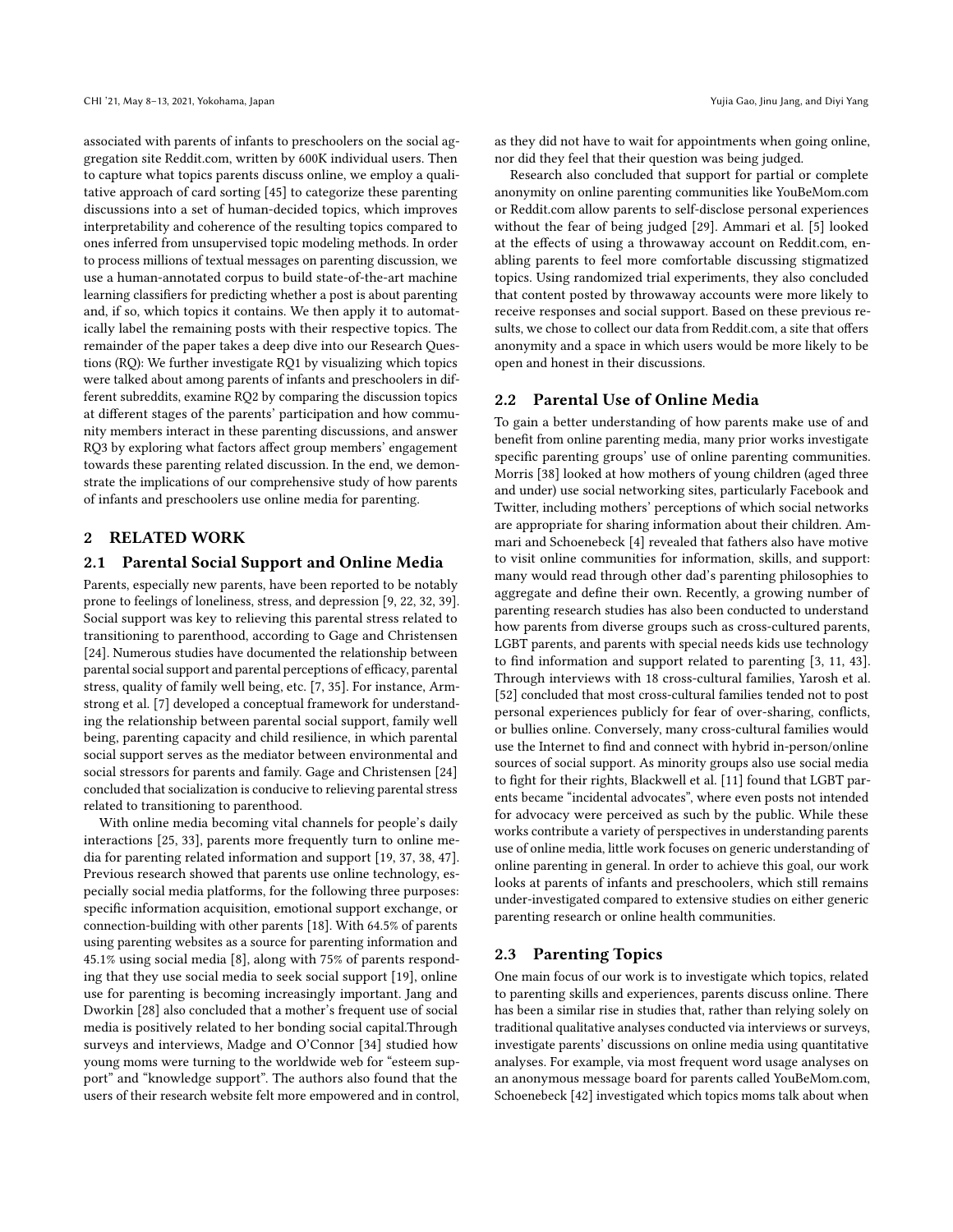associated with parents of infants to preschoolers on the social aggregation site Reddit.com, written by 600K individual users. Then to capture what topics parents discuss online, we employ a qualitative approach of card sorting [45] to categorize these parenting discussions into a set of human-decided topics, which improves interpretability and coherence of the resulting topics compared to ones inferred from unsupervised topic modeling methods. In order to process millions of textual messages on parenting discussion, we use a human-annotated corpus to build state-of-the-art machine learning classifiers for predicting whether a post is about parenting and, if so, which topics it contains. We then apply it to automatically label the remaining posts with their respective topics. The remainder of the paper takes a deep dive into our Research Questions (RQ): We further investigate RQ1 by visualizing which topics were talked about among parents of infants and preschoolers in different subreddits, examine RQ2 by comparing the discussion topics at different stages of the parents' participation and how community members interact in these parenting discussions, and answer RQ3 by exploring what factors affect group members' engagement towards these parenting related discussion. In the end, we demonstrate the implications of our comprehensive study of how parents of infants and preschoolers use online media for parenting.

## 2 RELATED WORK

### 2.1 Parental Social Support and Online Media

Parents, especially new parents, have been reported to be notably prone to feelings of loneliness, stress, and depression [9, 22, 32, 39]. Social support was key to relieving this parental stress related to transitioning to parenthood, according to Gage and Christensen [24]. Numerous studies have documented the relationship between parental social support and parental perceptions of efficacy, parental stress, quality of family well being, etc. [7, 35]. For instance, Armstrong et al. [7] developed a conceptual framework for understanding the relationship between parental social support, family well being, parenting capacity and child resilience, in which parental social support serves as the mediator between environmental and social stressors for parents and family. Gage and Christensen [24] concluded that socialization is conducive to relieving parental stress related to transitioning to parenthood.

With online media becoming vital channels for people's daily interactions [25, 33], parents more frequently turn to online media for parenting related information and support [19, 37, 38, 47]. Previous research showed that parents use online technology, especially social media platforms, for the following three purposes: specific information acquisition, emotional support exchange, or connection-building with other parents [18]. With 64.5% of parents using parenting websites as a source for parenting information and 45.1% using social media [8], along with 75% of parents responding that they use social media to seek social support [19], online use for parenting is becoming increasingly important. Jang and Dworkin [28] also concluded that a mother's frequent use of social media is positively related to her bonding social capital.Through surveys and interviews, Madge and O'Connor [34] studied how young moms were turning to the worldwide web for "esteem support" and "knowledge support". The authors also found that the users of their research website felt more empowered and in control, as they did not have to wait for appointments when going online, nor did they feel that their question was being judged.

Research also concluded that support for partial or complete anonymity on online parenting communities like YouBeMom.com or Reddit.com allow parents to self-disclose personal experiences without the fear of being judged [29]. Ammari et al. [5] looked at the effects of using a throwaway account on Reddit.com, enabling parents to feel more comfortable discussing stigmatized topics. Using randomized trial experiments, they also concluded that content posted by throwaway accounts were more likely to receive responses and social support. Based on these previous results, we chose to collect our data from Reddit.com, a site that offers anonymity and a space in which users would be more likely to be open and honest in their discussions.

### 2.2 Parental Use of Online Media

To gain a better understanding of how parents make use of and benefit from online parenting media, many prior works investigate specific parenting groups' use of online parenting communities. Morris [38] looked at how mothers of young children (aged three and under) use social networking sites, particularly Facebook and Twitter, including mothers' perceptions of which social networks are appropriate for sharing information about their children. Ammari and Schoenebeck [4] revealed that fathers also have motive to visit online communities for information, skills, and support: many would read through other dad's parenting philosophies to aggregate and define their own. Recently, a growing number of parenting research studies has also been conducted to understand how parents from diverse groups such as cross-cultured parents, LGBT parents, and parents with special needs kids use technology to find information and support related to parenting [3, 11, 43]. Through interviews with 18 cross-cultural families, Yarosh et al. [52] concluded that most cross-cultural families tended not to post personal experiences publicly for fear of over-sharing, conflicts, or bullies online. Conversely, many cross-cultural families would use the Internet to find and connect with hybrid in-person/online sources of social support. As minority groups also use social media to fight for their rights, Blackwell et al. [11] found that LGBT parents became "incidental advocates", where even posts not intended for advocacy were perceived as such by the public. While these works contribute a variety of perspectives in understanding parents use of online media, little work focuses on generic understanding of online parenting in general. In order to achieve this goal, our work looks at parents of infants and preschoolers, which still remains under-investigated compared to extensive studies on either generic parenting research or online health communities.

### 2.3 Parenting Topics

One main focus of our work is to investigate which topics, related to parenting skills and experiences, parents discuss online. There has been a similar rise in studies that, rather than relying solely on traditional qualitative analyses conducted via interviews or surveys, investigate parents' discussions on online media using quantitative analyses. For example, via most frequent word usage analyses on an anonymous message board for parents called YouBeMom.com, Schoenebeck [42] investigated which topics moms talk about when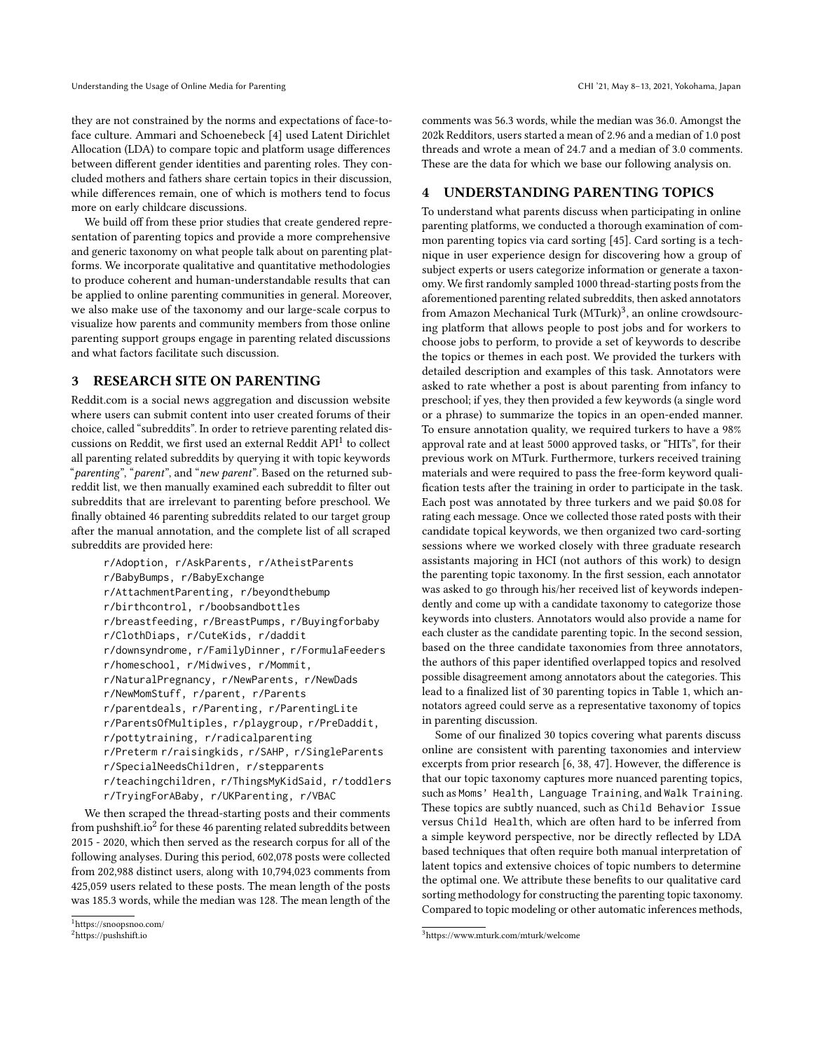they are not constrained by the norms and expectations of face-to-face culture. Ammari and Schoenebeck [4] used Latent Dirichlet Allocation (LDA) to compare topic and platform usage differences between different gender identities and parenting roles. They concluded mothers and fathers share certain topics in their discussion, while differences remain, one of which is mothers tend to focus more on early childcare discussions.

We build off from these prior studies that create gendered representation of parenting topics and provide a more comprehensive and generic taxonomy on what people talk about on parenting platforms. We incorporate qualitative and quantitative methodologies to produce coherent and human-understandable results that can be applied to online parenting communities in general. Moreover, we also make use of the taxonomy and our large-scale corpus to visualize how parents and community members from those online parenting support groups engage in parenting related discussions and what factors facilitate such discussion.

## 3 RESEARCH SITE ON PARENTING

Reddit.com is a social news aggregation and discussion website where users can submit content into user created forums of their choice, called "subreddits". In order to retrieve parenting related discussions on Reddit, we first used an external Reddit API[1] to collect all parenting related subreddits by querying it with topic keywords "*parenting*", "*parent*", and "*new parent*". Based on the returned subreddit list, we then manually examined each subreddit to filter out subreddits that are irrelevant to parenting before preschool. We finally obtained 46 parenting subreddits related to our target group after the manual annotation, and the complete list of all scraped subreddits are provided here:

r/Adoption, r/AskParents, r/AtheistParents
r/BabyBumps, r/BabyExchange
r/AttachmentParenting, r/beyondthebump
r/birthcontrol, r/boobsandbottles
r/breastfeeding, r/BreastPumps, r/Buyingforbaby
r/ClothDiaps, r/CuteKids, r/daddit
r/downsyndrome, r/FamilyDinner, r/FormulaFeeders
r/homeschool, r/Midwives, r/Mommit,
r/NaturalPregnancy, r/NewParents, r/NewDads
r/NewMomStuff, r/parent, r/Parents
r/parentdeals, r/Parenting, r/ParentingLite
r/ParentsOfMultiples, r/playgroup, r/PreDaddit,
r/pottytraining, r/radicalparenting
r/Preterm r/raisingkids, r/SAHP, r/SingleParents
r/SpecialNeedsChildren, r/stepparents
r/teachingchildren, r/ThingsMyKidSaid, r/toddlers
r/TryingForABaby, r/UKParenting, r/VBAC

We then scraped the thread-starting posts and their comments from pushshift.io[2] for these 46 parenting related subreddits between 2015 - 2020, which then served as the research corpus for all of the following analyses. During this period, 602,078 posts were collected from 202,988 distinct users, along with 10,794,023 comments from 425,059 users related to these posts. The mean length of the posts was 185.3 words, while the median was 128. The mean length of the comments was 56.3 words, while the median was 36.0. Amongst the 202k Redditors, users started a mean of 2.96 and a median of 1.0 post threads and wrote a mean of 24.7 and a median of 3.0 comments. These are the data for which we base our following analysis on.

## 4 UNDERSTANDING PARENTING TOPICS

To understand what parents discuss when participating in online parenting platforms, we conducted a thorough examination of common parenting topics via card sorting [45]. Card sorting is a technique in user experience design for discovering how a group of subject experts or users categorize information or generate a taxonomy. We first randomly sampled 1000 thread-starting posts from the aforementioned parenting related subreddits, then asked annotators from Amazon Mechanical Turk (MTurk)[3], an online crowdsourcing platform that allows people to post jobs and for workers to choose jobs to perform, to provide a set of keywords to describe the topics or themes in each post. We provided the turkers with detailed description and examples of this task. Annotators were asked to rate whether a post is about parenting from infancy to preschool; if yes, they then provided a few keywords (a single word or a phrase) to summarize the topics in an open-ended manner. To ensure annotation quality, we required turkers to have a 98% approval rate and at least 5000 approved tasks, or "HITs", for their previous work on MTurk. Furthermore, turkers received training materials and were required to pass the free-form keyword qualification tests after the training in order to participate in the task. Each post was annotated by three turkers and we paid \$0.08 for rating each message. Once we collected those rated posts with their candidate topical keywords, we then organized two card-sorting sessions where we worked closely with three graduate research assistants majoring in HCI (not authors of this work) to design the parenting topic taxonomy. In the first session, each annotator was asked to go through his/her received list of keywords independently and come up with a candidate taxonomy to categorize those keywords into clusters. Annotators would also provide a name for each cluster as the candidate parenting topic. In the second session, based on the three candidate taxonomies from three annotators, the authors of this paper identified overlapped topics and resolved possible disagreement among annotators about the categories. This lead to a finalized list of 30 parenting topics in Table 1, which annotators agreed could serve as a representative taxonomy of topics in parenting discussion.

Some of our finalized 30 topics covering what parents discuss online are consistent with parenting taxonomies and interview excerpts from prior research [6, 38, 47]. However, the difference is that our topic taxonomy captures more nuanced parenting topics, such as `Moms' Health`, `Language Training`, and `Walk Training`. These topics are subtly nuanced, such as `Child Behavior Issue` versus `Child Health`, which are often hard to be inferred from a simple keyword perspective, nor be directly reflected by LDA based techniques that often require both manual interpretation of latent topics and extensive choices of topic numbers to determine the optimal one. We attribute these benefits to our qualitative card sorting methodology for constructing the parenting topic taxonomy. Compared to topic modeling or other automatic inferences methods,

[1] https://snoopsnoo.com/

[2] https://pushshift.io

[3] https://www.mturk.com/mturk/welcome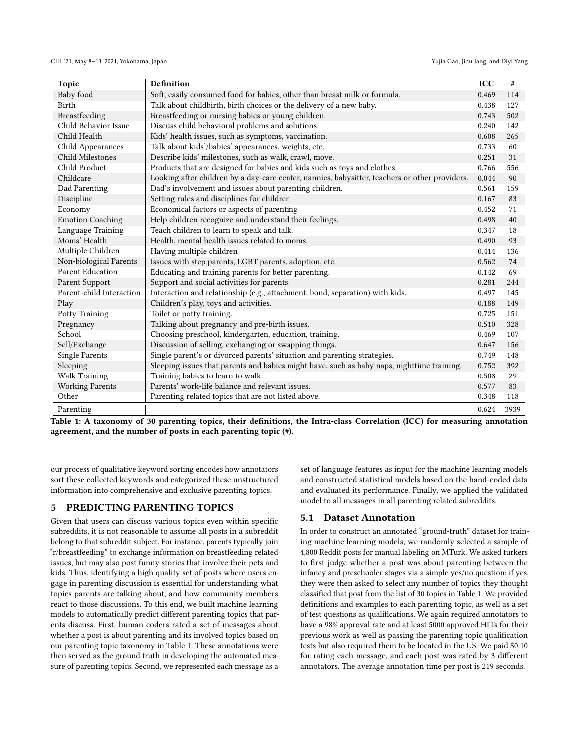| Topic | Definition | ICC | # |
|---|---|---|---|
| Baby food | Soft, easily consumed food for babies, other than breast milk or formula. | 0.469 | 114 |
| Birth | Talk about childbirth, birth choices or the delivery of a new baby. | 0.438 | 127 |
| Breastfeeding | Breastfeeding or nursing babies or young children. | 0.743 | 502 |
| Child Behavior Issue | Discuss child behavioral problems and solutions. | 0.240 | 142 |
| Child Health | Kids' health issues, such as symptoms, vaccination. | 0.608 | 265 |
| Child Appearances | Talk about kids'/babies' appearances, weights, etc. | 0.733 | 60 |
| Child Milestones | Describe kids' milestones, such as walk, crawl, move. | 0.251 | 31 |
| Child Product | Products that are designed for babies and kids such as toys and clothes. | 0.766 | 556 |
| Childcare | Looking after children by a day-care center, nannies, babysitter, teachers or other providers. | 0.044 | 90 |
| Dad Parenting | Dad's involvement and issues about parenting children. | 0.561 | 159 |
| Discipline | Setting rules and disciplines for children | 0.167 | 83 |
| Economy | Economical factors or aspects of parenting | 0.452 | 71 |
| Emotion Coaching | Help children recognize and understand their feelings. | 0.498 | 40 |
| Language Training | Teach children to learn to speak and talk. | 0.347 | 18 |
| Moms' Health | Health, mental health issues related to moms | 0.490 | 93 |
| Multiple Children | Having multiple children | 0.414 | 136 |
| Non-biological Parents | Issues with step parents, LGBT parents, adoption, etc. | 0.562 | 74 |
| Parent Education | Educating and training parents for better parenting. | 0.142 | 69 |
| Parent Support | Support and social activities for parents. | 0.281 | 244 |
| Parent-child Interaction | Interaction and relationship (e.g., attachment, bond, separation) with kids. | 0.497 | 145 |
| Play | Children's play, toys and activities. | 0.188 | 149 |
| Potty Training | Toilet or potty training. | 0.725 | 151 |
| Pregnancy | Talking about pregnancy and pre-birth issues. | 0.510 | 328 |
| School | Choosing preschool, kindergarten, education, training. | 0.469 | 107 |
| Sell/Exchange | Discussion of selling, exchanging or swapping things. | 0.647 | 156 |
| Single Parents | Single parent's or divorced parents' situation and parenting strategies. | 0.749 | 148 |
| Sleeping | Sleeping issues that parents and babies might have, such as baby naps, nighttime training. | 0.752 | 392 |
| Walk Training | Training babies to learn to walk. | 0.508 | 29 |
| Working Parents | Parents' work-life balance and relevant issues. | 0.577 | 83 |
| Other | Parenting related topics that are not listed above. | 0.348 | 118 |
| Parenting | | 0.624 | 3939 |

**Table 1: A taxonomy of 30 parenting topics, their definitions, the Intra-class Correlation (ICC) for measuring annotation agreement, and the number of posts in each parenting topic (#).**

our process of qualitative keyword sorting encodes how annotators sort these collected keywords and categorized these unstructured information into comprehensive and exclusive parenting topics.

## 5 PREDICTING PARENTING TOPICS

Given that users can discuss various topics even within specific subreddits, it is not reasonable to assume all posts in a subreddit belong to that subreddit subject. For instance, parents typically join "r/breastfeeding" to exchange information on breastfeeding related issues, but may also post funny stories that involve their pets and kids. Thus, identifying a high quality set of posts where users engage in parenting discussion is essential for understanding what topics parents are talking about, and how community members react to those discussions. To this end, we built machine learning models to automatically predict different parenting topics that parents discuss. First, human coders rated a set of messages about whether a post is about parenting and its involved topics based on our parenting topic taxonomy in Table 1. These annotations were then served as the ground truth in developing the automated measure of parenting topics. Second, we represented each message as a set of language features as input for the machine learning models and constructed statistical models based on the hand-coded data and evaluated its performance. Finally, we applied the validated model to all messages in all parenting related subreddits.

### 5.1 Dataset Annotation

In order to construct an annotated "ground-truth" dataset for training machine learning models, we randomly selected a sample of 4,800 Reddit posts for manual labeling on MTurk. We asked turkers to first judge whether a post was about parenting between the infancy and preschooler stages via a simple yes/no question; if yes, they were then asked to select any number of topics they thought classified that post from the list of 30 topics in Table 1. We provided definitions and examples to each parenting topic, as well as a set of test questions as qualifications. We again required annotators to have a 98% approval rate and at least 5000 approved HITs for their previous work as well as passing the parenting topic qualification tests but also required them to be located in the US. We paid $0.10 for rating each message, and each post was rated by 3 different annotators. The average annotation time per post is 219 seconds.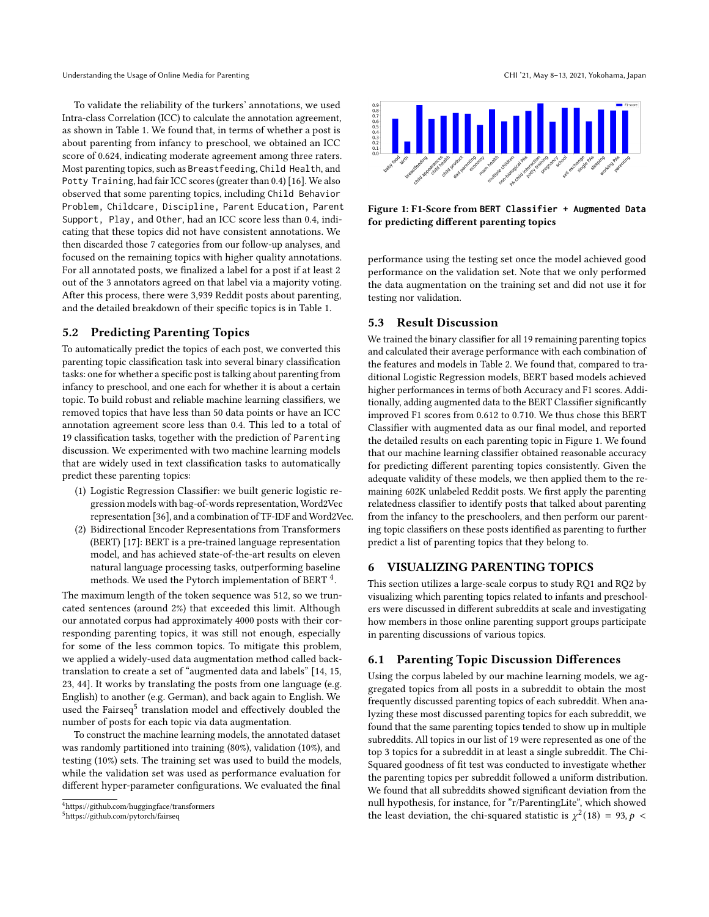To validate the reliability of the turkers' annotations, we used Intra-class Correlation (ICC) to calculate the annotation agreement, as shown in Table 1. We found that, in terms of whether a post is about parenting from infancy to preschool, we obtained an ICC score of 0.624, indicating moderate agreement among three raters. Most parenting topics, such as `Breastfeeding`, `Child Health`, and `Potty Training`, had fair ICC scores (greater than 0.4) [16]. We also observed that some parenting topics, including `Child Behavior Problem`, `Childcare`, `Discipline`, `Parent Education`, `Parent Support`, `Play`, and `Other`, had an ICC score less than 0.4, indicating that these topics did not have consistent annotations. We then discarded those 7 categories from our follow-up analyses, and focused on the remaining topics with higher quality annotations. For all annotated posts, we finalized a label for a post if at least 2 out of the 3 annotators agreed on that label via a majority voting. After this process, there were 3,939 Reddit posts about parenting, and the detailed breakdown of their specific topics is in Table 1.

## 5.2 Predicting Parenting Topics

To automatically predict the topics of each post, we converted this parenting topic classification task into several binary classification tasks: one for whether a specific post is talking about parenting from infancy to preschool, and one each for whether it is about a certain topic. To build robust and reliable machine learning classifiers, we removed topics that have less than 50 data points or have an ICC annotation agreement score less than 0.4. This led to a total of 19 classification tasks, together with the prediction of `Parenting` discussion. We experimented with two machine learning models that are widely used in text classification tasks to automatically predict these parenting topics:

1. Logistic Regression Classifier: we built generic logistic regression models with bag-of-words representation, Word2Vec representation [36], and a combination of TF-IDF and Word2Vec.
2. Bidirectional Encoder Representations from Transformers (BERT) [17]: BERT is a pre-trained language representation model, and has achieved state-of-the-art results on eleven natural language processing tasks, outperforming baseline methods. We used the Pytorch implementation of BERT [4].

The maximum length of the token sequence was 512, so we truncated sentences (around 2%) that exceeded this limit. Although our annotated corpus had approximately 4000 posts with their corresponding parenting topics, it was still not enough, especially for some of the less common topics. To mitigate this problem, we applied a widely-used data augmentation method called back-translation to create a set of "augmented data and labels" [14, 15, 23, 44]. It works by translating the posts from one language (e.g. English) to another (e.g. German), and back again to English. We used the Fairseq[5] translation model and effectively doubled the number of posts for each topic via data augmentation.

To construct the machine learning models, the annotated dataset was randomly partitioned into training (80%), validation (10%), and testing (10%) sets. The training set was used to build the models, while the validation set was used as performance evaluation for different hyper-parameter configurations. We evaluated the final performance using the testing set once the model achieved good performance on the validation set. Note that we only performed the data augmentation on the training set and did not use it for testing nor validation.

[4]https://github.com/huggingface/transformers

[5]https://github.com/pytorch/fairseq

0.9
0.8
0.7
0.6
0.5
0.4
0.3
0.2
0.1
0.0

F1-score

baby food, birth, breastfeeding, child appearances, child health, child product, dad parenting, economy, mom health, multiple children, non-biological PAs, PA-child interaction, potty training, pregnancy, school, sell exchange, single PAs, sleeping, working PAs, parenting

**Figure 1: F1-Score from `BERT Classifier + Augmented Data` for predicting different parenting topics**

## 5.3 Result Discussion

We trained the binary classifier for all 19 remaining parenting topics and calculated their average performance with each combination of the features and models in Table 2. We found that, compared to traditional Logistic Regression models, BERT based models achieved higher performances in terms of both Accuracy and F1 scores. Additionally, adding augmented data to the BERT Classifier significantly improved F1 scores from 0.612 to 0.710. We thus chose this BERT Classifier with augmented data as our final model, and reported the detailed results on each parenting topic in Figure 1. We found that our machine learning classifier obtained reasonable accuracy for predicting different parenting topics consistently. Given the adequate validity of these models, we then applied them to the remaining 602K unlabeled Reddit posts. We first apply the parenting relatedness classifier to identify posts that talked about parenting from the infancy to the preschoolers, and then perform our parenting topic classifiers on these posts identified as parenting to further predict a list of parenting topics that they belong to.

# 6 VISUALIZING PARENTING TOPICS

This section utilizes a large-scale corpus to study RQ1 and RQ2 by visualizing which parenting topics related to infants and preschoolers were discussed in different subreddits at scale and investigating how members in those online parenting support groups participate in parenting discussions of various topics.

## 6.1 Parenting Topic Discussion Differences

Using the corpus labeled by our machine learning models, we aggregated topics from all posts in a subreddit to obtain the most frequently discussed parenting topics of each subreddit. When analyzing these most discussed parenting topics for each subreddit, we found that the same parenting topics tended to show up in multiple subreddits. All topics in our list of 19 were represented as one of the top 3 topics for a subreddit in at least a single subreddit. The Chi-Squared goodness of fit test was conducted to investigate whether the parenting topics per subreddit followed a uniform distribution. We found that all subreddits showed significant deviation from the null hypothesis, for instance, for "r/ParentingLite", which showed the least deviation, the chi-squared statistic is $\chi^2(18) = 93, p <$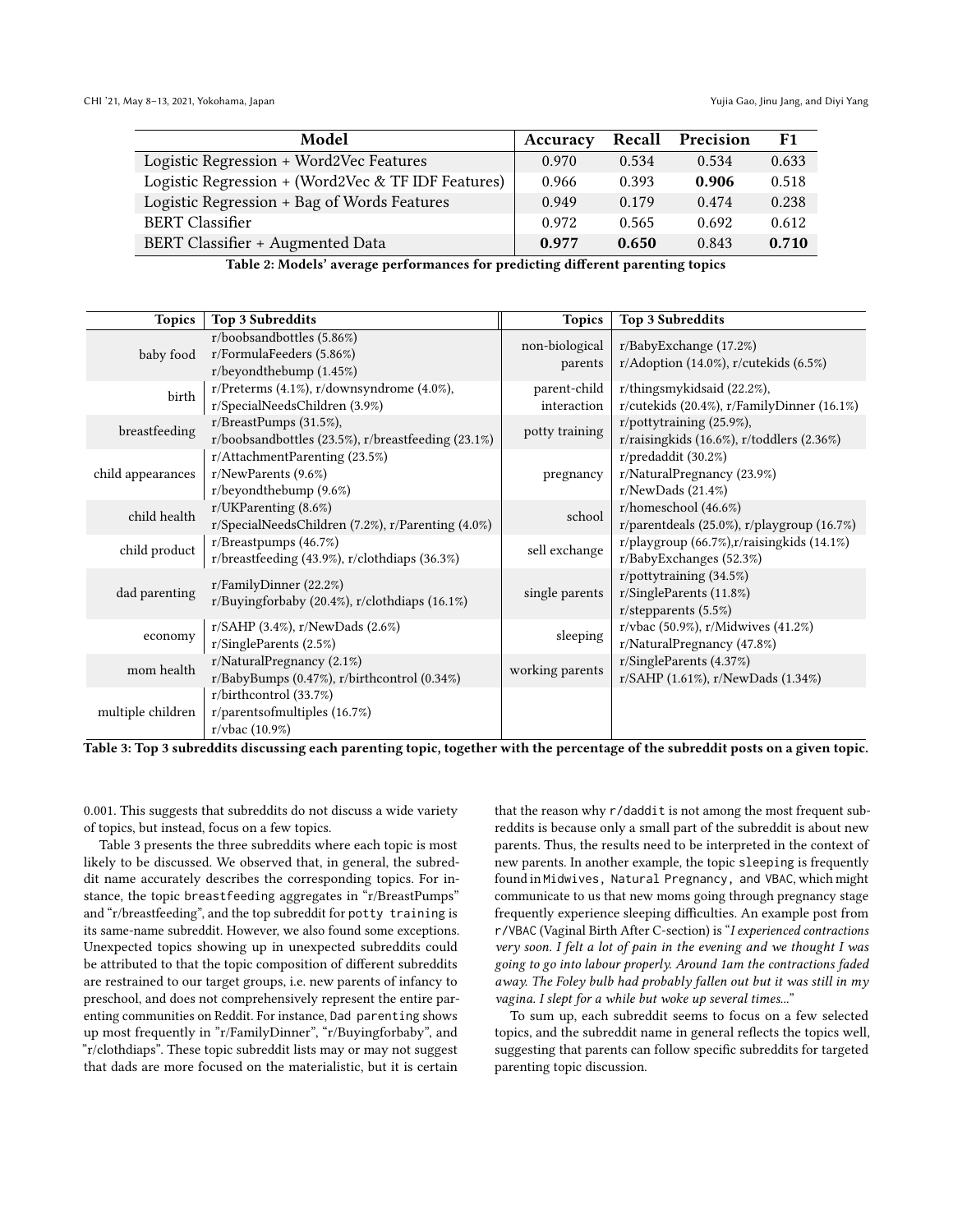| Model | Accuracy | Recall | Precision | F1 |
|---|---|---|---|---|
| Logistic Regression + Word2Vec Features | 0.970 | 0.534 | 0.534 | 0.633 |
| Logistic Regression + (Word2Vec & TF IDF Features) | 0.966 | 0.393 | **0.906** | 0.518 |
| Logistic Regression + Bag of Words Features | 0.949 | 0.179 | 0.474 | 0.238 |
| BERT Classifier | 0.972 | 0.565 | 0.692 | 0.612 |
| BERT Classifier + Augmented Data | **0.977** | **0.650** | 0.843 | **0.710** |

**Table 2: Models' average performances for predicting different parenting topics**

| Topics | Top 3 Subreddits | Topics | Top 3 Subreddits |
|---|---|---|---|
| baby food | r/boobsandbottles (5.86%) r/FormulaFeeders (5.86%) r/beyondthebump (1.45%) | non-biological parents | r/BabyExchange (17.2%) r/Adoption (14.0%), r/cutekids (6.5%) |
| birth | r/Preterms (4.1%), r/downsyndrome (4.0%), r/SpecialNeedsChildren (3.9%) | parent-child interaction | r/thingsmykidsaid (22.2%), r/cutekids (20.4%), r/FamilyDinner (16.1%) |
| breastfeeding | r/BreastPumps (31.5%), r/boobsandbottles (23.5%), r/breastfeeding (23.1%) | potty training | r/pottytraining (25.9%), r/raisingkids (16.6%), r/toddlers (2.36%) |
| child appearances | r/AttachmentParenting (23.5%) r/NewParents (9.6%) r/beyondthebump (9.6%) | pregnancy | r/predaddit (30.2%) r/NaturalPregnancy (23.9%) r/NewDads (21.4%) |
| child health | r/UKParenting (8.6%) r/SpecialNeedsChildren (7.2%), r/Parenting (4.0%) | school | r/homeschool (46.6%) r/parentdeals (25.0%), r/playgroup (16.7%) |
| child product | r/Breastpumps (46.7%) r/breastfeeding (43.9%), r/clothdiaps (36.3%) | sell exchange | r/playgroup (66.7%),r/raisingkids (14.1%) r/BabyExchanges (52.3%) |
| dad parenting | r/FamilyDinner (22.2%) r/Buyingforbaby (20.4%), r/clothdiaps (16.1%) | single parents | r/pottytraining (34.5%) r/SingleParents (11.8%) r/stepparents (5.5%) |
| economy | r/SAHP (3.4%), r/NewDads (2.6%) r/SingleParents (2.5%) | sleeping | r/vbac (50.9%), r/Midwives (41.2%) r/NaturalPregnancy (47.8%) |
| mom health | r/NaturalPregnancy (2.1%) r/BabyBumps (0.47%), r/birthcontrol (0.34%) | working parents | r/SingleParents (4.37%) r/SAHP (1.61%), r/NewDads (1.34%) |
| multiple children | r/birthcontrol (33.7%) r/parentsofmultiples (16.7%) r/vbac (10.9%) | | |

**Table 3: Top 3 subreddits discussing each parenting topic, together with the percentage of the subreddit posts on a given topic.**

0.001. This suggests that subreddits do not discuss a wide variety of topics, but instead, focus on a few topics.

Table 3 presents the three subreddits where each topic is most likely to be discussed. We observed that, in general, the subreddit name accurately describes the corresponding topics. For instance, the topic `breastfeeding` aggregates in "r/BreastPumps" and "r/breastfeeding", and the top subreddit for `potty training` is its same-name subreddit. However, we also found some exceptions. Unexpected topics showing up in unexpected subreddits could be attributed to that the topic composition of different subreddits are restrained to our target groups, i.e. new parents of infancy to preschool, and does not comprehensively represent the entire parenting communities on Reddit. For instance, `Dad parenting` shows up most frequently in "r/FamilyDinner", "r/Buyingforbaby", and "r/clothdiaps". These topic subreddit lists may or may not suggest that dads are more focused on the materialistic, but it is certain that the reason why `r/daddit` is not among the most frequent subreddits is because only a small part of the subreddit is about new parents. Thus, the results need to be interpreted in the context of new parents. In another example, the topic `sleeping` is frequently found in `Midwives, Natural Pregnancy,` and `VBAC`, which might communicate to us that new moms going through pregnancy stage frequently experience sleeping difficulties. An example post from `r/VBAC` (Vaginal Birth After C-section) is "*I experienced contractions very soon. I felt a lot of pain in the evening and we thought I was going to go into labour properly. Around 1am the contractions faded away. The Foley bulb had probably fallen out but it was still in my vagina. I slept for a while but woke up several times...*"

To sum up, each subreddit seems to focus on a few selected topics, and the subreddit name in general reflects the topics well, suggesting that parents can follow specific subreddits for targeted parenting topic discussion.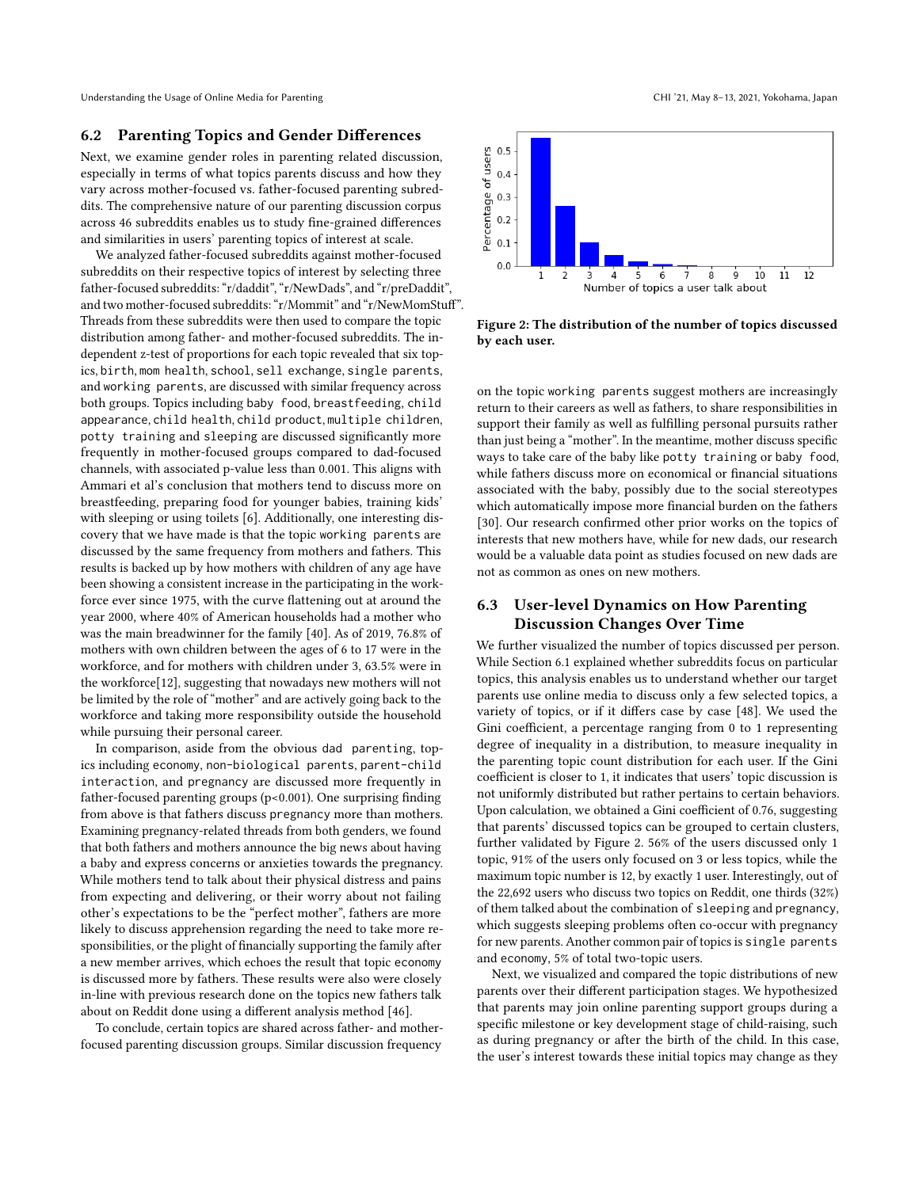### 6.2 Parenting Topics and Gender Differences

Next, we examine gender roles in parenting related discussion, especially in terms of what topics parents discuss and how they vary across mother-focused vs. father-focused parenting subreddits. The comprehensive nature of our parenting discussion corpus across 46 subreddits enables us to study fine-grained differences and similarities in users' parenting topics of interest at scale.

We analyzed father-focused subreddits against mother-focused subreddits on their respective topics of interest by selecting three father-focused subreddits: "r/daddit", "r/NewDads", and "r/preDaddit", and two mother-focused subreddits: "r/Mommit" and "r/NewMomStuff". Threads from these subreddits were then used to compare the topic distribution among father- and mother-focused subreddits. The independent z-test of proportions for each topic revealed that six topics, `birth`, `mom health`, `school`, `sell exchange`, `single parents`, and `working parents`, are discussed with similar frequency across both groups. Topics including `baby food`, `breastfeeding`, `child appearance`, `child health`, `child product`, `multiple children`, `potty training` and `sleeping` are discussed significantly more frequently in mother-focused groups compared to dad-focused channels, with associated p-value less than 0.001. This aligns with Ammari et al's conclusion that mothers tend to discuss more on breastfeeding, preparing food for younger babies, training kids' with sleeping or using toilets [6]. Additionally, one interesting discovery that we have made is that the topic `working parents` are discussed by the same frequency from mothers and fathers. This results is backed up by how mothers with children of any age have been showing a consistent increase in the participating in the workforce ever since 1975, with the curve flattening out at around the year 2000, where 40% of American households had a mother who was the main breadwinner for the family [40]. As of 2019, 76.8% of mothers with own children between the ages of 6 to 17 were in the workforce, and for mothers with children under 3, 63.5% were in the workforce[12], suggesting that nowadays new mothers will not be limited by the role of "mother" and are actively going back to the workforce and taking more responsibility outside the household while pursuing their personal career.

In comparison, aside from the obvious `dad parenting`, topics including `economy`, `non-biological parents`, `parent-child interaction`, and `pregnancy` are discussed more frequently in father-focused parenting groups ($p<0.001$). One surprising finding from above is that fathers discuss `pregnancy` more than mothers. Examining pregnancy-related threads from both genders, we found that both fathers and mothers announce the big news about having a baby and express concerns or anxieties towards the pregnancy. While mothers tend to talk about their physical distress and pains from expecting and delivering, or their worry about not failing other's expectations to be the "perfect mother", fathers are more likely to discuss apprehension regarding the need to take more responsibilities, or the plight of financially supporting the family after a new member arrives, which echoes the result that topic `economy` is discussed more by fathers. These results were also were closely in-line with previous research done on the topics new fathers talk about on Reddit done using a different analysis method [46].

To conclude, certain topics are shared across father- and mother-focused parenting discussion groups. Similar discussion frequency on the topic `working parents` suggest mothers are increasingly return to their careers as well as fathers, to share responsibilities in support their family as well as fulfilling personal pursuits rather than just being a "mother". In the meantime, mother discuss specific ways to take care of the baby like `potty training` or `baby food`, while fathers discuss more on economical or financial situations associated with the baby, possibly due to the social stereotypes which automatically impose more financial burden on the fathers [30]. Our research confirmed other prior works on the topics of interests that new mothers have, while for new dads, our research would be a valuable data point as studies focused on new dads are not as common as ones on new mothers.

Percentage of users
0.5
0.4
0.3
0.2
0.1
0.0
1 2 3 4 5 6 7 8 9 10 11 12
Number of topics a user talk about

**Figure 2: The distribution of the number of topics discussed by each user.**

### 6.3 User-level Dynamics on How Parenting Discussion Changes Over Time

We further visualized the number of topics discussed per person. While Section 6.1 explained whether subreddits focus on particular topics, this analysis enables us to understand whether our target parents use online media to discuss only a few selected topics, a variety of topics, or if it differs case by case [48]. We used the Gini coefficient, a percentage ranging from 0 to 1 representing degree of inequality in a distribution, to measure inequality in the parenting topic count distribution for each user. If the Gini coefficient is closer to 1, it indicates that users' topic discussion is not uniformly distributed but rather pertains to certain behaviors. Upon calculation, we obtained a Gini coefficient of 0.76, suggesting that parents' discussed topics can be grouped to certain clusters, further validated by Figure 2. 56% of the users discussed only 1 topic, 91% of the users only focused on 3 or less topics, while the maximum topic number is 12, by exactly 1 user. Interestingly, out of the 22,692 users who discuss two topics on Reddit, one thirds (32%) of them talked about the combination of `sleeping` and `pregnancy`, which suggests sleeping problems often co-occur with pregnancy for new parents. Another common pair of topics is `single parents` and `economy`, 5% of total two-topic users.

Next, we visualized and compared the topic distributions of new parents over their different participation stages. We hypothesized that parents may join online parenting support groups during a specific milestone or key development stage of child-raising, such as during pregnancy or after the birth of the child. In this case, the user's interest towards these initial topics may change as they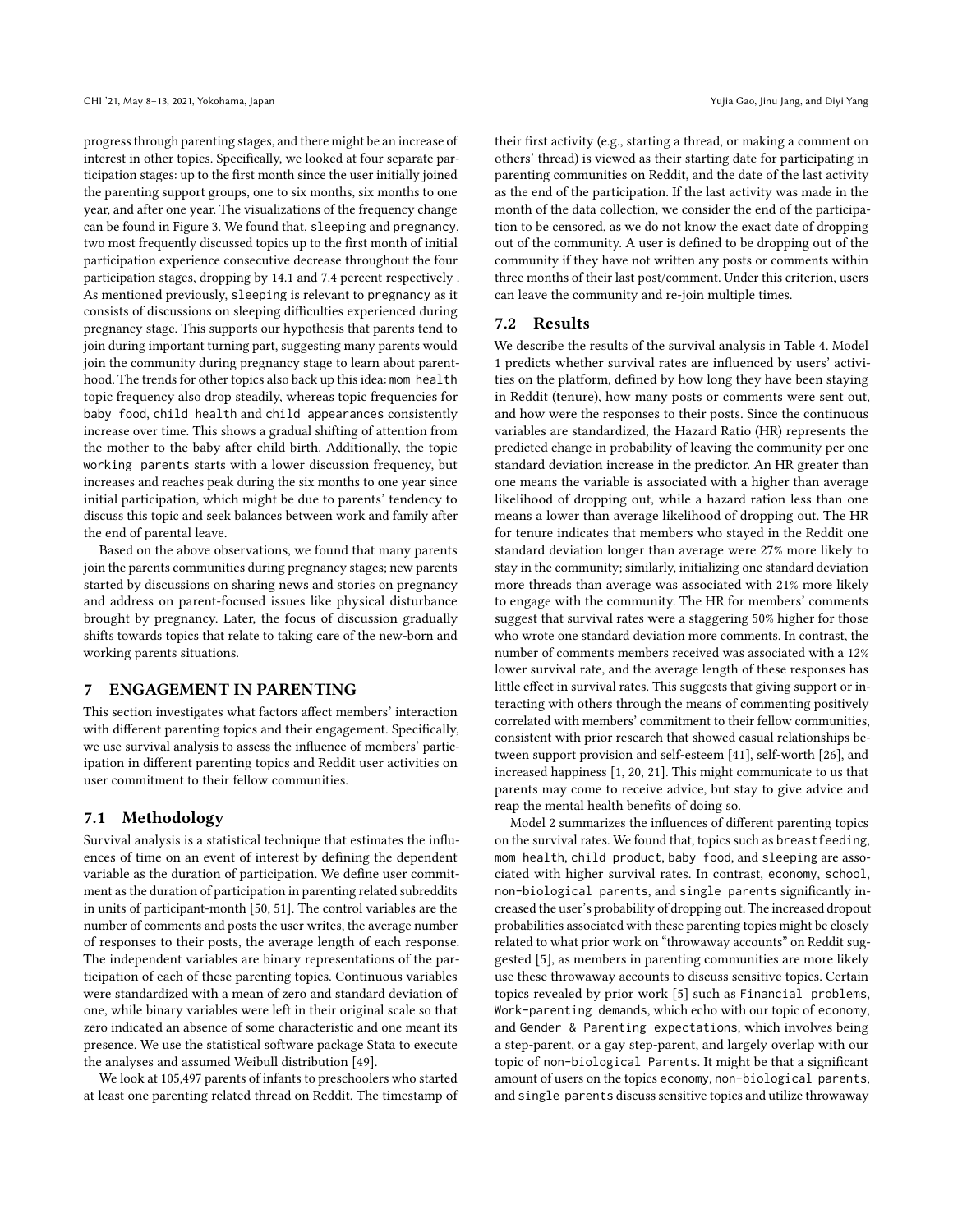progress through parenting stages, and there might be an increase of interest in other topics. Specifically, we looked at four separate participation stages: up to the first month since the user initially joined the parenting support groups, one to six months, six months to one year, and after one year. The visualizations of the frequency change can be found in Figure 3. We found that, `sleeping` and `pregnancy`, two most frequently discussed topics up to the first month of initial participation experience consecutive decrease throughout the four participation stages, dropping by 14.1 and 7.4 percent respectively . As mentioned previously, `sleeping` is relevant to `pregnancy` as it consists of discussions on sleeping difficulties experienced during pregnancy stage. This supports our hypothesis that parents tend to join during important turning part, suggesting many parents would join the community during pregnancy stage to learn about parenthood. The trends for other topics also back up this idea: `mom health` topic frequency also drop steadily, whereas topic frequencies for `baby food`, `child health` and `child appearances` consistently increase over time. This shows a gradual shifting of attention from the mother to the baby after child birth. Additionally, the topic `working parents` starts with a lower discussion frequency, but increases and reaches peak during the six months to one year since initial participation, which might be due to parents' tendency to discuss this topic and seek balances between work and family after the end of parental leave.

Based on the above observations, we found that many parents join the parents communities during pregnancy stages; new parents started by discussions on sharing news and stories on pregnancy and address on parent-focused issues like physical disturbance brought by pregnancy. Later, the focus of discussion gradually shifts towards topics that relate to taking care of the new-born and working parents situations.

## 7 ENGAGEMENT IN PARENTING

This section investigates what factors affect members' interaction with different parenting topics and their engagement. Specifically, we use survival analysis to assess the influence of members' participation in different parenting topics and Reddit user activities on user commitment to their fellow communities.

### 7.1 Methodology

Survival analysis is a statistical technique that estimates the influences of time on an event of interest by defining the dependent variable as the duration of participation. We define user commitment as the duration of participation in parenting related subreddits in units of participant-month [50, 51]. The control variables are the number of comments and posts the user writes, the average number of responses to their posts, the average length of each response. The independent variables are binary representations of the participation of each of these parenting topics. Continuous variables were standardized with a mean of zero and standard deviation of one, while binary variables were left in their original scale so that zero indicated an absence of some characteristic and one meant its presence. We use the statistical software package Stata to execute the analyses and assumed Weibull distribution [49].

We look at 105,497 parents of infants to preschoolers who started at least one parenting related thread on Reddit. The timestamp of their first activity (e.g., starting a thread, or making a comment on others' thread) is viewed as their starting date for participating in parenting communities on Reddit, and the date of the last activity as the end of the participation. If the last activity was made in the month of the data collection, we consider the end of the participation to be censored, as we do not know the exact date of dropping out of the community. A user is defined to be dropping out of the community if they have not written any posts or comments within three months of their last post/comment. Under this criterion, users can leave the community and re-join multiple times.

### 7.2 Results

We describe the results of the survival analysis in Table 4. Model 1 predicts whether survival rates are influenced by users' activities on the platform, defined by how long they have been staying in Reddit (tenure), how many posts or comments were sent out, and how were the responses to their posts. Since the continuous variables are standardized, the Hazard Ratio (HR) represents the predicted change in probability of leaving the community per one standard deviation increase in the predictor. An HR greater than one means the variable is associated with a higher than average likelihood of dropping out, while a hazard ration less than one means a lower than average likelihood of dropping out. The HR for tenure indicates that members who stayed in the Reddit one standard deviation longer than average were 27% more likely to stay in the community; similarly, initializing one standard deviation more threads than average was associated with 21% more likely to engage with the community. The HR for members' comments suggest that survival rates were a staggering 50% higher for those who wrote one standard deviation more comments. In contrast, the number of comments members received was associated with a 12% lower survival rate, and the average length of these responses has little effect in survival rates. This suggests that giving support or interacting with others through the means of commenting positively correlated with members' commitment to their fellow communities, consistent with prior research that showed casual relationships between support provision and self-esteem [41], self-worth [26], and increased happiness [1, 20, 21]. This might communicate to us that parents may come to receive advice, but stay to give advice and reap the mental health benefits of doing so.

Model 2 summarizes the influences of different parenting topics on the survival rates. We found that, topics such as `breastfeeding`, `mom health`, `child product`, `baby food`, and `sleeping` are associated with higher survival rates. In contrast, `economy`, `school`, `non-biological parents`, and `single parents` significantly increased the user's probability of dropping out. The increased dropout probabilities associated with these parenting topics might be closely related to what prior work on "throwaway accounts" on Reddit suggested [5], as members in parenting communities are more likely use these throwaway accounts to discuss sensitive topics. Certain topics revealed by prior work [5] such as `Financial problems`, `Work-parenting demands`, which echo with our topic of `economy`, and `Gender & Parenting expectations`, which involves being a step-parent, or a gay step-parent, and largely overlap with our topic of `non-biological Parents`. It might be that a significant amount of users on the topics `economy`, `non-biological parents`, and `single parents` discuss sensitive topics and utilize throwaway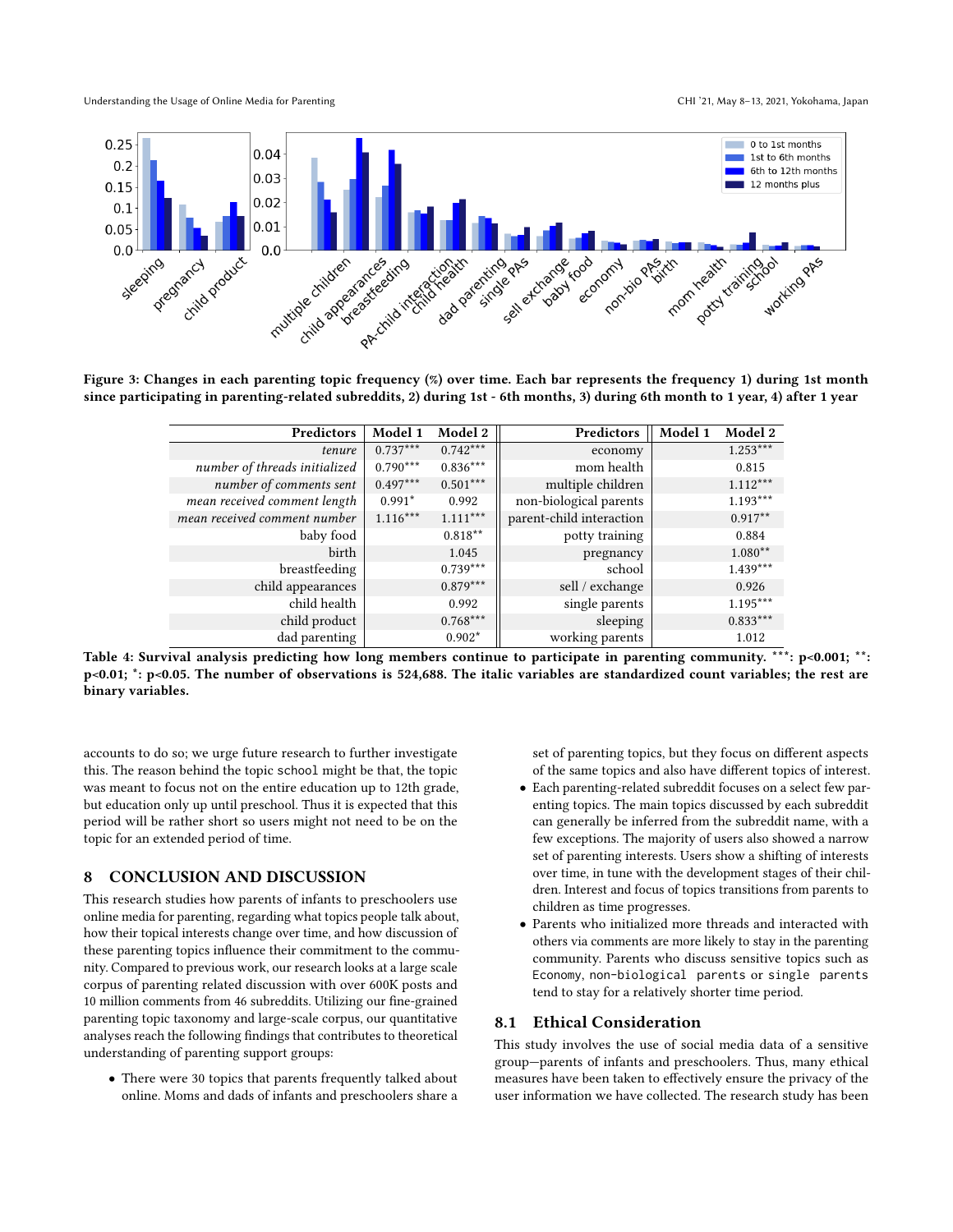0.25
0.2
0.15
0.1
0.05
0.0

sleeping
pregnancy
child product

0.04
0.03
0.02
0.01
0.0

0 to 1st months
1st to 6th months
6th to 12th months
12 months plus

multiple children
child appearances
breastfeeding
PA-child interaction
child health
dad parenting
single PAs
sell exchange
baby food
economy
non-bio PAs
birth
mom health
potty training
school
working PAs

**Figure 3: Changes in each parenting topic frequency (%) over time. Each bar represents the frequency 1) during 1st month since participating in parenting-related subreddits, 2) during 1st - 6th months, 3) during 6th month to 1 year, 4) after 1 year**

| Predictors | Model 1 | Model 2 | Predictors | Model 1 | Model 2 |
|---|---|---|---|---|---|
| *tenure* | 0.737*** | 0.742*** | economy | | 1.253*** |
| *number of threads initialized* | 0.790*** | 0.836*** | mom health | | 0.815 |
| *number of comments sent* | 0.497*** | 0.501*** | multiple children | | 1.112*** |
| *mean received comment length* | 0.991* | 0.992 | non-biological parents | | 1.193*** |
| *mean received comment number* | 1.116*** | 1.111*** | parent-child interaction | | 0.917** |
| baby food | | 0.818** | potty training | | 0.884 |
| birth | | 1.045 | pregnancy | | 1.080** |
| breastfeeding | | 0.739*** | school | | 1.439*** |
| child appearances | | 0.879*** | sell / exchange | | 0.926 |
| child health | | 0.992 | single parents | | 1.195*** |
| child product | | 0.768*** | sleeping | | 0.833*** |
| dad parenting | | 0.902* | working parents | | 1.012 |

**Table 4: Survival analysis predicting how long members continue to participate in parenting community. \*\*\*: p<0.001; \*\*: p<0.01; \*: p<0.05. The number of observations is 524,688. The italic variables are standardized count variables; the rest are binary variables.**

accounts to do so; we urge future research to further investigate this. The reason behind the topic `school` might be that, the topic was meant to focus not on the entire education up to 12th grade, but education only up until preschool. Thus it is expected that this period will be rather short so users might not need to be on the topic for an extended period of time.

## 8 CONCLUSION AND DISCUSSION

This research studies how parents of infants to preschoolers use online media for parenting, regarding what topics people talk about, how their topical interests change over time, and how discussion of these parenting topics influence their commitment to the community. Compared to previous work, our research looks at a large scale corpus of parenting related discussion with over 600K posts and 10 million comments from 46 subreddits. Utilizing our fine-grained parenting topic taxonomy and large-scale corpus, our quantitative analyses reach the following findings that contributes to theoretical understanding of parenting support groups:

- There were 30 topics that parents frequently talked about online. Moms and dads of infants and preschoolers share a set of parenting topics, but they focus on different aspects of the same topics and also have different topics of interest.
- Each parenting-related subreddit focuses on a select few parenting topics. The main topics discussed by each subreddit can generally be inferred from the subreddit name, with a few exceptions. The majority of users also showed a narrow set of parenting interests. Users show a shifting of interests over time, in tune with the development stages of their children. Interest and focus of topics transitions from parents to children as time progresses.
- Parents who initialized more threads and interacted with others via comments are more likely to stay in the parenting community. Parents who discuss sensitive topics such as `Economy`, `non-biological parents` or `single parents` tend to stay for a relatively shorter time period.

### 8.1 Ethical Consideration

This study involves the use of social media data of a sensitive group—parents of infants and preschoolers. Thus, many ethical measures have been taken to effectively ensure the privacy of the user information we have collected. The research study has been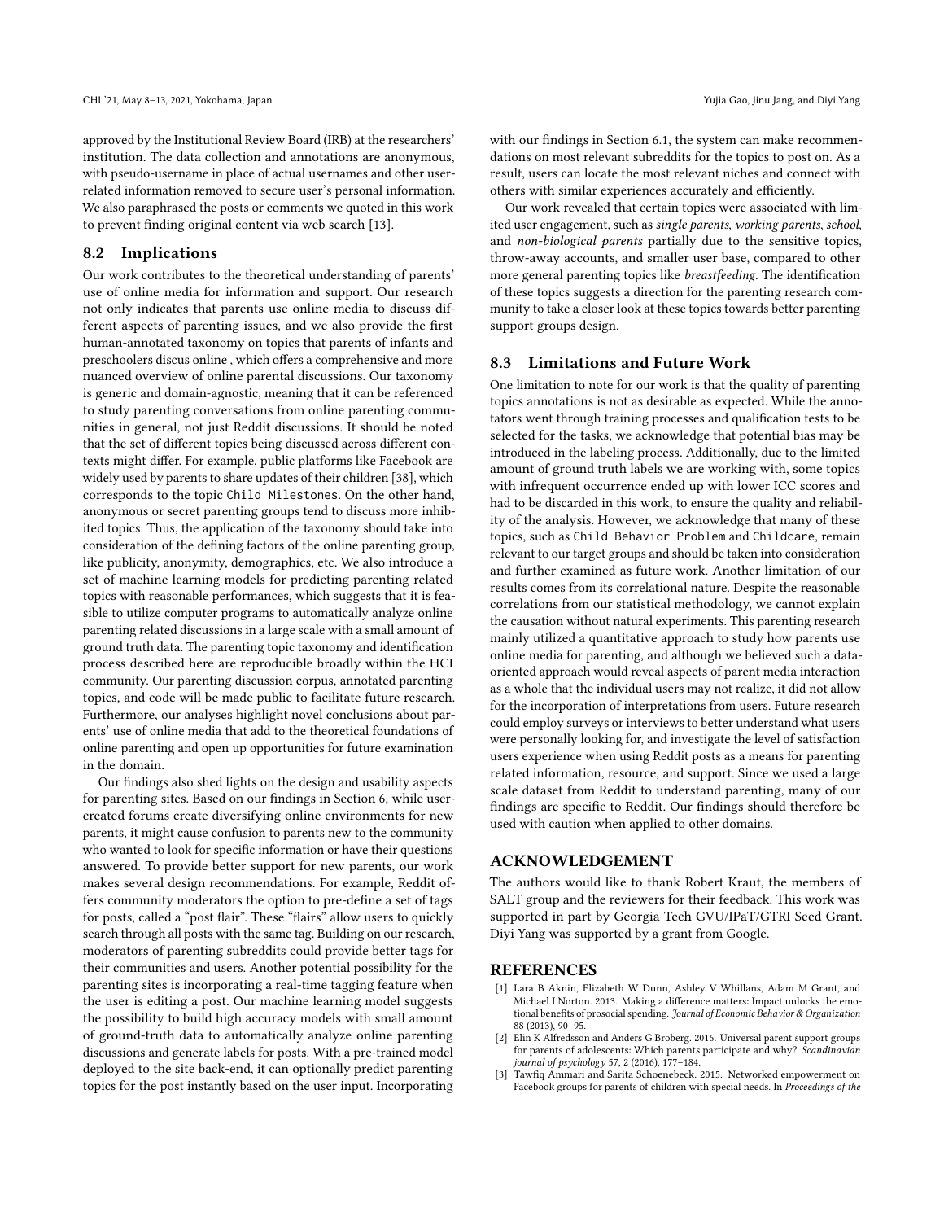approved by the Institutional Review Board (IRB) at the researchers' institution. The data collection and annotations are anonymous, with pseudo-username in place of actual usernames and other user-related information removed to secure user's personal information. We also paraphrased the posts or comments we quoted in this work to prevent finding original content via web search [13].

## 8.2 Implications

Our work contributes to the theoretical understanding of parents' use of online media for information and support. Our research not only indicates that parents use online media to discuss different aspects of parenting issues, and we also provide the first human-annotated taxonomy on topics that parents of infants and preschoolers discus online , which offers a comprehensive and more nuanced overview of online parental discussions. Our taxonomy is generic and domain-agnostic, meaning that it can be referenced to study parenting conversations from online parenting communities in general, not just Reddit discussions. It should be noted that the set of different topics being discussed across different contexts might differ. For example, public platforms like Facebook are widely used by parents to share updates of their children [38], which corresponds to the topic `Child Milestones`. On the other hand, anonymous or secret parenting groups tend to discuss more inhibited topics. Thus, the application of the taxonomy should take into consideration of the defining factors of the online parenting group, like publicity, anonymity, demographics, etc. We also introduce a set of machine learning models for predicting parenting related topics with reasonable performances, which suggests that it is feasible to utilize computer programs to automatically analyze online parenting related discussions in a large scale with a small amount of ground truth data. The parenting topic taxonomy and identification process described here are reproducible broadly within the HCI community. Our parenting discussion corpus, annotated parenting topics, and code will be made public to facilitate future research. Furthermore, our analyses highlight novel conclusions about parents' use of online media that add to the theoretical foundations of online parenting and open up opportunities for future examination in the domain.

Our findings also shed lights on the design and usability aspects for parenting sites. Based on our findings in Section 6, while user-created forums create diversifying online environments for new parents, it might cause confusion to parents new to the community who wanted to look for specific information or have their questions answered. To provide better support for new parents, our work makes several design recommendations. For example, Reddit offers community moderators the option to pre-define a set of tags for posts, called a "post flair". These "flairs" allow users to quickly search through all posts with the same tag. Building on our research, moderators of parenting subreddits could provide better tags for their communities and users. Another potential possibility for the parenting sites is incorporating a real-time tagging feature when the user is editing a post. Our machine learning model suggests the possibility to build high accuracy models with small amount of ground-truth data to automatically analyze online parenting discussions and generate labels for posts. With a pre-trained model deployed to the site back-end, it can optionally predict parenting topics for the post instantly based on the user input. Incorporating with our findings in Section 6.1, the system can make recommendations on most relevant subreddits for the topics to post on. As a result, users can locate the most relevant niches and connect with others with similar experiences accurately and efficiently.

Our work revealed that certain topics were associated with limited user engagement, such as *single parents*, *working parents*, *school*, and *non-biological parents* partially due to the sensitive topics, throw-away accounts, and smaller user base, compared to other more general parenting topics like *breastfeeding*. The identification of these topics suggests a direction for the parenting research community to take a closer look at these topics towards better parenting support groups design.

## 8.3 Limitations and Future Work

One limitation to note for our work is that the quality of parenting topics annotations is not as desirable as expected. While the annotators went through training processes and qualification tests to be selected for the tasks, we acknowledge that potential bias may be introduced in the labeling process. Additionally, due to the limited amount of ground truth labels we are working with, some topics with infrequent occurrence ended up with lower ICC scores and had to be discarded in this work, to ensure the quality and reliability of the analysis. However, we acknowledge that many of these topics, such as `Child Behavior Problem` and `Childcare`, remain relevant to our target groups and should be taken into consideration and further examined as future work. Another limitation of our results comes from its correlational nature. Despite the reasonable correlations from our statistical methodology, we cannot explain the causation without natural experiments. This parenting research mainly utilized a quantitative approach to study how parents use online media for parenting, and although we believed such a data-oriented approach would reveal aspects of parent media interaction as a whole that the individual users may not realize, it did not allow for the incorporation of interpretations from users. Future research could employ surveys or interviews to better understand what users were personally looking for, and investigate the level of satisfaction users experience when using Reddit posts as a means for parenting related information, resource, and support. Since we used a large scale dataset from Reddit to understand parenting, many of our findings are specific to Reddit. Our findings should therefore be used with caution when applied to other domains.

# ACKNOWLEDGEMENT

The authors would like to thank Robert Kraut, the members of SALT group and the reviewers for their feedback. This work was supported in part by Georgia Tech GVU/IPaT/GTRI Seed Grant. Diyi Yang was supported by a grant from Google.

# REFERENCES

[1] Lara B Aknin, Elizabeth W Dunn, Ashley V Whillans, Adam M Grant, and Michael I Norton. 2013. Making a difference matters: Impact unlocks the emotional benefits of prosocial spending. *Journal of Economic Behavior & Organization* 88 (2013), 90–95.

[2] Elin K Alfredsson and Anders G Broberg. 2016. Universal parent support groups for parents of adolescents: Which parents participate and why? *Scandinavian journal of psychology* 57, 2 (2016), 177–184.

[3] Tawfiq Ammari and Sarita Schoenebeck. 2015. Networked empowerment on Facebook groups for parents of children with special needs. In *Proceedings of the*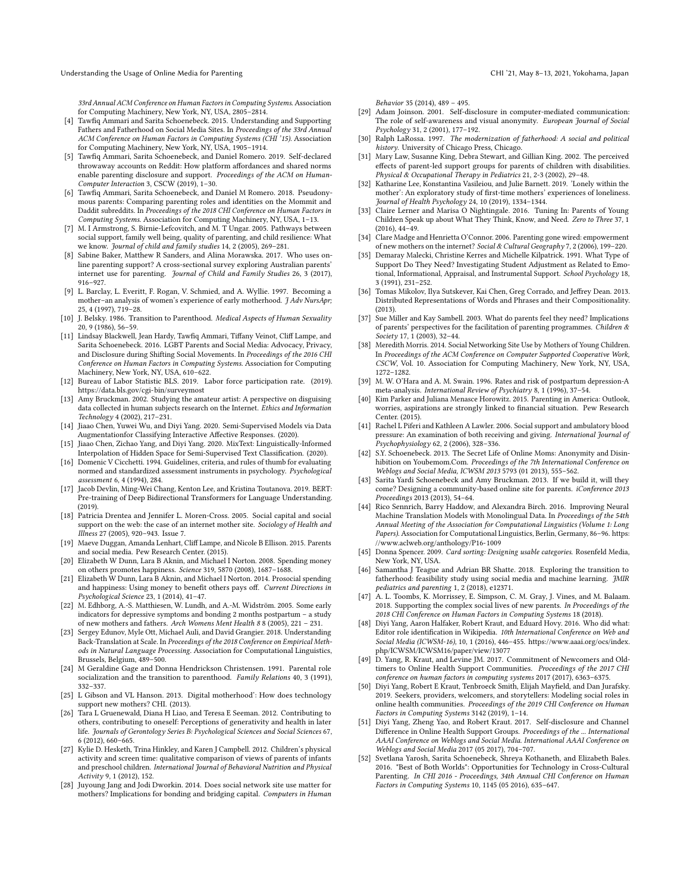33rd Annual ACM Conference on Human Factors in Computing Systems. Association for Computing Machinery, New York, NY, USA, 2805–2814.

[4] Tawfiq Ammari and Sarita Schoenebeck. 2015. Understanding and Supporting Fathers and Fatherhood on Social Media Sites. In *Proceedings of the 33rd Annual ACM Conference on Human Factors in Computing Systems (CHI '15)*. Association for Computing Machinery, New York, NY, USA, 1905–1914.

[5] Tawfiq Ammari, Sarita Schoenebeck, and Daniel Romero. 2019. Self-declared throwaway accounts on Reddit: How platform affordances and shared norms enable parenting disclosure and support. *Proceedings of the ACM on Human-Computer Interaction* 3, CSCW (2019), 1–30.

[6] Tawfiq Ammari, Sarita Schoenebeck, and Daniel M Romero. 2018. Pseudonymous parents: Comparing parenting roles and identities on the Mommit and Daddit subreddits. In *Proceedings of the 2018 CHI Conference on Human Factors in Computing Systems*. Association for Computing Machinery, NY, USA, 1–13.

[7] M. I Armstrong, S. Birnie-Lefcovitch, and M. T Ungar. 2005. Pathways between social support, family well being, quality of parenting, and child resilience: What we know. *Journal of child and family studies* 14, 2 (2005), 269–281.

[8] Sabine Baker, Matthew R Sanders, and Alina Morawska. 2017. Who uses online parenting support? A cross-sectional survey exploring Australian parents' internet use for parenting. *Journal of Child and Family Studies* 26, 3 (2017), 916–927.

[9] L. Barclay, L. Everitt, F. Rogan, V. Schmied, and A. Wyllie. 1997. Becoming a mother–an analysis of women's experience of early motherhood. *J Adv NursApr;* 25, 4 (1997), 719–28.

[10] J. Belsky. 1986. Transition to Parenthood. *Medical Aspects of Human Sexuality* 20, 9 (1986), 56–59.

[11] Lindsay Blackwell, Jean Hardy, Tawfiq Ammari, Tiffany Veinot, Cliff Lampe, and Sarita Schoenebeck. 2016. LGBT Parents and Social Media: Advocacy, Privacy, and Disclosure during Shifting Social Movements. In *Proceedings of the 2016 CHI Conference on Human Factors in Computing Systems*. Association for Computing Machinery, New York, NY, USA, 610–622.

[12] Bureau of Labor Statistic BLS. 2019. Labor force participation rate. (2019). https://data.bls.gov/cgi-bin/surveymost

[13] Amy Bruckman. 2002. Studying the amateur artist: A perspective on disguising data collected in human subjects research on the Internet. *Ethics and Information Technology* 4 (2002), 217–231.

[14] Jiaao Chen, Yuwei Wu, and Diyi Yang. 2020. Semi-Supervised Models via Data Augmentationfor Classifying Interactive Affective Responses. (2020).

[15] Jiaao Chen, Zichao Yang, and Diyi Yang. 2020. MixText: Linguistically-Informed Interpolation of Hidden Space for Semi-Supervised Text Classification. (2020).

[16] Domenic V Cicchetti. 1994. Guidelines, criteria, and rules of thumb for evaluating normed and standardized assessment instruments in psychology. *Psychological assessment* 6, 4 (1994), 284.

[17] Jacob Devlin, Ming-Wei Chang, Kenton Lee, and Kristina Toutanova. 2019. BERT: Pre-training of Deep Bidirectional Transformers for Language Understanding. (2019).

[18] Patricia Drentea and Jennifer L. Moren-Cross. 2005. Social capital and social support on the web: the case of an internet mother site. *Sociology of Health and Illness* 27 (2005), 920–943. Issue 7.

[19] Maeve Duggan, Amanda Lenhart, Cliff Lampe, and Nicole B Ellison. 2015. Parents and social media. Pew Research Center. (2015).

[20] Elizabeth W Dunn, Lara B Aknin, and Michael I Norton. 2008. Spending money on others promotes happiness. *Science* 319, 5870 (2008), 1687–1688.

[21] Elizabeth W Dunn, Lara B Aknin, and Michael I Norton. 2014. Prosocial spending and happiness: Using money to benefit others pays off. *Current Directions in Psychological Science* 23, 1 (2014), 41–47.

[22] M. Edhborg, A.-S. Matthiesen, W. Lundh, and A.-M. Widström. 2005. Some early indicators for depressive symptoms and bonding 2 months postpartum – a study of new mothers and fathers. *Arch Womens Ment Health 8* 8 (2005), 221 – 231.

[23] Sergey Edunov, Myle Ott, Michael Auli, and David Grangier. 2018. Understanding Back-Translation at Scale. In *Proceedings of the 2018 Conference on Empirical Methods in Natural Language Processing*. Association for Computational Linguistics, Brussels, Belgium, 489–500.

[24] M Geraldine Gage and Donna Hendrickson Christensen. 1991. Parental role socialization and the transition to parenthood. *Family Relations* 40, 3 (1991), 332–337.

[25] L Gibson and VL Hanson. 2013. Digital motherhood': How does technology support new mothers? CHI. (2013).

[26] Tara L Gruenewald, Diana H Liao, and Teresa E Seeman. 2012. Contributing to others, contributing to oneself: Perceptions of generativity and health in later life. *Journals of Gerontology Series B: Psychological Sciences and Social Sciences* 67, 6 (2012), 660–665.

[27] Kylie D. Hesketh, Trina Hinkley, and Karen J Campbell. 2012. Children's physical activity and screen time: qualitative comparison of views of parents of infants and preschool children. *International Journal of Behavioral Nutrition and Physical Activity* 9, 1 (2012), 152.

[28] Juyoung Jang and Jodi Dworkin. 2014. Does social network site use matter for mothers? Implications for bonding and bridging capital. *Computers in Human Behavior* 35 (2014), 489 – 495.

[29] Adam Joinson. 2001. Self-disclosure in computer-mediated communication: The role of self-awareness and visual anonymity. *European Journal of Social Psychology* 31, 2 (2001), 177–192.

[30] Ralph LaRossa. 1997. *The modernization of fatherhood: A social and political history.* University of Chicago Press, Chicago.

[31] Mary Law, Susanne King, Debra Stewart, and Gillian King. 2002. The perceived effects of parent-led support groups for parents of children with disabilities. *Physical & Occupational Therapy in Pediatrics* 21, 2-3 (2002), 29–48.

[32] Katharine Lee, Konstantina Vasileiou, and Julie Barnett. 2019. `Lonely within the mother': An exploratory study of first-time mothers' experiences of loneliness. *Journal of Health Psychology* 24, 10 (2019), 1334–1344.

[33] Claire Lerner and Marisa O Nightingale. 2016. Tuning In: Parents of Young Children Speak up about What They Think, Know, and Need. *Zero to Three* 37, 1 (2016), 44–49.

[34] Clare Madge and Henrietta O'Connor. 2006. Parenting gone wired: empowerment of new mothers on the internet? *Social & Cultural Geography* 7, 2 (2006), 199–220.

[35] Demaray Malecki, Christine Kerres and Michelle Kilpatrick. 1991. What Type of Support Do They Need? Investigating Student Adjustment as Related to Emotional, Informational, Appraisal, and Instrumental Support. *School Psychology* 18, 3 (1991), 231–252.

[36] Tomas Mikolov, Ilya Sutskever, Kai Chen, Greg Corrado, and Jeffrey Dean. 2013. Distributed Representations of Words and Phrases and their Compositionality. (2013).

[37] Sue Miller and Kay Sambell. 2003. What do parents feel they need? Implications of parents' perspectives for the facilitation of parenting programmes. *Children & Society* 17, 1 (2003), 32–44.

[38] Meredith Morris. 2014. Social Networking Site Use by Mothers of Young Children. In *Proceedings of the ACM Conference on Computer Supported Cooperative Work, CSCW*, Vol. 10. Association for Computing Machinery, New York, NY, USA, 1272–1282.

[39] M. W. O'Hara and A. M. Swain. 1996. Rates and risk of postpartum depression-A meta-analysis. *International Review of Psychiatry* 8, 1 (1996), 37–54.

[40] Kim Parker and Juliana Menasce Horowitz. 2015. Parenting in America: Outlook, worries, aspirations are strongly linked to financial situation. Pew Research Center. (2015).

[41] Rachel L Piferi and Kathleen A Lawler. 2006. Social support and ambulatory blood pressure: An examination of both receiving and giving. *International Journal of Psychophysiology* 62, 2 (2006), 328–336.

[42] S.Y. Schoenebeck. 2013. The Secret Life of Online Moms: Anonymity and Disinhibition on Youbemom.Com. *Proceedings of the 7th International Conference on Weblogs and Social Media, ICWSM 2013* 5793 (01 2013), 555–562.

[43] Sarita Yardi Schoenebeck and Amy Bruckman. 2013. If we build it, will they come? Designing a community-based online site for parents. *iConference 2013 Proceedings* 2013 (2013), 54–64.

[44] Rico Sennrich, Barry Haddow, and Alexandra Birch. 2016. Improving Neural Machine Translation Models with Monolingual Data. In *Proceedings of the 54th Annual Meeting of the Association for Computational Linguistics (Volume 1: Long Papers)*. Association for Computational Linguistics, Berlin, Germany, 86–96. https://www.aclweb.org/anthology/P16-1009

[45] Donna Spencer. 2009. *Card sorting: Designing usable categories*. Rosenfeld Media, New York, NY, USA.

[46] Samantha J Teague and Adrian BR Shatte. 2018. Exploring the transition to fatherhood: feasibility study using social media and machine learning. *JMIR pediatrics and parenting* 1, 2 (2018), e12371.

[47] A. L. Toombs, K. Morrissey, E. Simpson, C. M. Gray, J. Vines, and M. Balaam. 2018. Supporting the complex social lives of new parents. In *Proceedings of the 2018 CHI Conference on Human Factors in Computing Systems* 18 (2018).

[48] Diyi Yang, Aaron Halfaker, Robert Kraut, and Eduard Hovy. 2016. Who did what: Editor role identification in Wikipedia. *10th International Conference on Web and Social Media (ICWSM-16)*, 10, 1 (2016), 446–455. https://www.aaai.org/ocs/index.php/ICWSM/ICWSM16/paper/view/13077

[49] D. Yang, R. Kraut, and Levine JM. 2017. Commitment of Newcomers and Oldtimers to Online Health Support Communities. *Proceedings of the 2017 CHI conference on human factors in computing systems* 2017 (2017), 6363–6375.

[50] Diyi Yang, Robert E Kraut, Tenbroeck Smith, Elijah Mayfield, and Dan Jurafsky. 2019. Seekers, providers, welcomers, and storytellers: Modeling social roles in online health communities. *Proceedings of the 2019 CHI Conference on Human Factors in Computing Systems* 3142 (2019), 1–14.

[51] Diyi Yang, Zheng Yao, and Robert Kraut. 2017. Self-disclosure and Channel Difference in Online Health Support Groups. *Proceedings of the ... International AAAI Conference on Weblogs and Social Media. International AAAI Conference on Weblogs and Social Media* 2017 (05 2017), 704–707.

[52] Svetlana Yarosh, Sarita Schoenebeck, Shreya Kothaneth, and Elizabeth Bales. 2016. "Best of Both Worlds": Opportunities for Technology in Cross-Cultural Parenting. *In CHI 2016 - Proceedings, 34th Annual CHI Conference on Human Factors in Computing Systems* 10, 1145 (05 2016), 635–647.